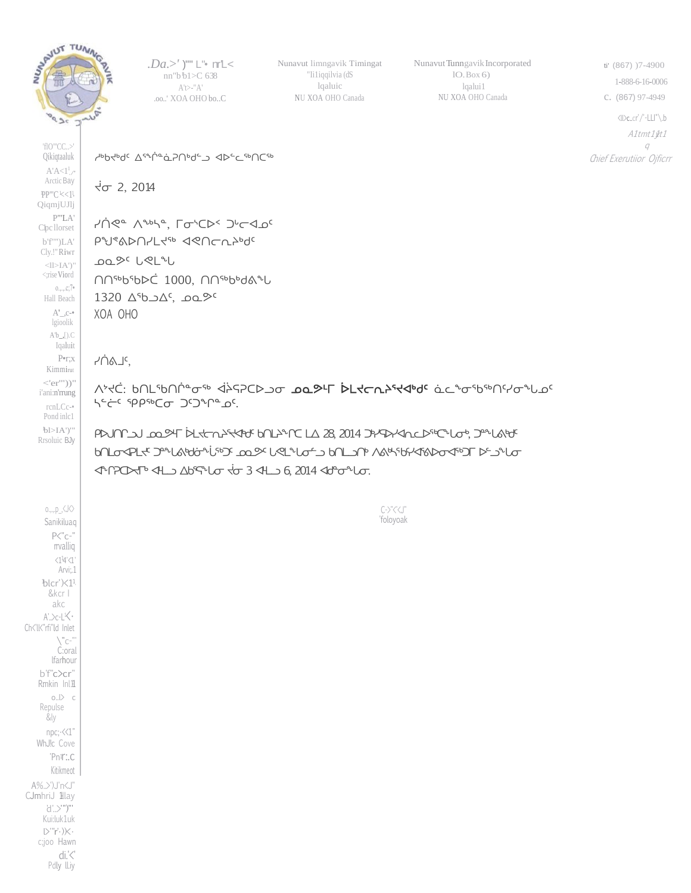ᓱᒃᑲᒃᑯᑦ ᐃᖏᕐᓈᕆᑎᒃᑯᑦ ᐊᐅᓪᓚᖅᑎᑦᑕᖅ

ᔫᓂ 2, 2014

ᓯᕗᓪᓕᖅ ᐱᖃᓯᖅ, ᒥᓂᔅᑕᐅᑉ ᑐᒡᓕᐊᓄᑦ
ᑭᒡᒍᖅᑲᐅᑎᓯᒪᔪᖅ ᐊᕙᑎᓕᕆᔨᒃᑯᑦ
ᓄᓇᕗᑦ ᒐᕙᒪᖓ
ᑎᑎᖅᑲᖅᑲᐅᑖ 1000, ᑎᑎᖅᑲᒃᑯᕕᖓ
1320 ᐃᖅᑲᓗᐃᑦ, ᓄᓇᕗᑦ
X0A 0H0

ᓯᕗᓪᓕᖅ,

ᐱᔾᔪᑖ: ᑲᑎᒪᙳᖅᑐᖅᑲᐅᓂᖏᑦ ᓄᓇᕗᒻᒥ ᐆᒪᔪᓕᕆᔨᒃᑯᑦ ᓇᓚᖕᓂᖅᓴᖅᑎᑦᓯᓂᖓᓄᑦ ᓴᓪᓗᓯ ᕿᕿᖅᑕᓂ ᑐᑦᑐᖏᓐᓄᑦ.

ᑭᐅᒍᑎᒋᓗᒍ ᓄᓇᕗᒻᒥ ᐆᒪᔪᓕᕆᔨᒃᑯᑦ ᑲᑎᒪᔨᖏᑕ ᒪᐃ 28, 2014 ᑐᓴᕐᕕᒋᔭᐅᓂᖏᑦ, ᑐᙵᕕᒃ ᑲᑎᒪᓂᐊᕈᒪᔪᑦ ᑐᙵᕕᒃᑯᓐᓄᑦ ᐱᓕᕆᔨᖏᑦ ᐅᖃᓕᒪᐅᑎᓄᑦ ᐃᓗᐊᓂᖅ...

ᐊᑎᕐᕆᐅᖅᑕᐅᓂᖏᑦ ᑐᓴᕋᓱᒃᑐᓂᒃ ᒪᓐᓇ ᐅᖃᓪᓚᒃᑐᓂ ᔫᓂ 3 ᐊᒻᒪ 6, 2014 ᐊᑯᓐᓂᖓᓂ.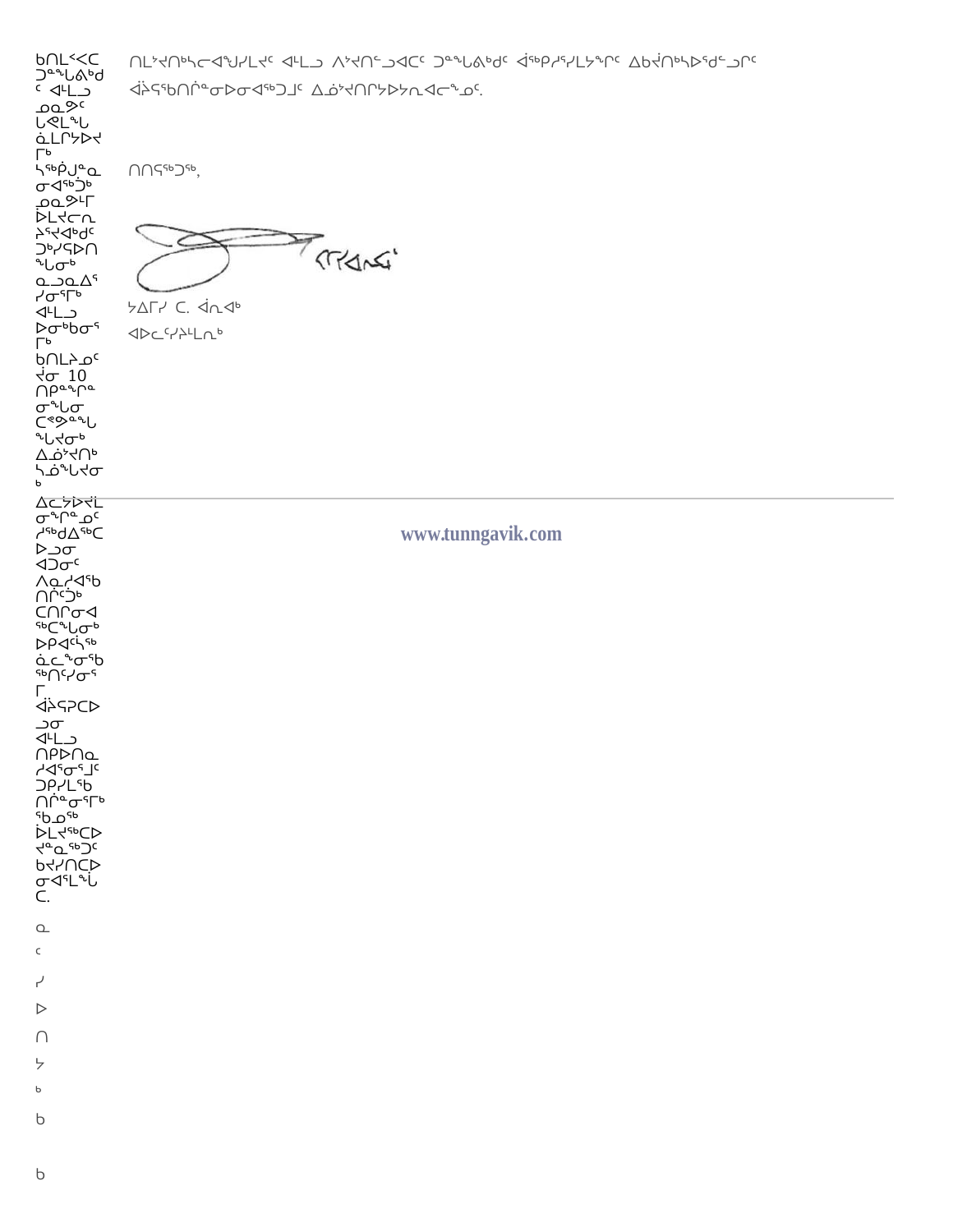ᑲᑎᒪᐸᑕ ᑐᙵᕘᒃᑯᑦ ᐊᒻᒪᓗ ᓄᓇᕗᑦ ᒐᕙᒪᖓ ᓈᒻᒪᑦᓯᐅᔪᒥᒃ ᓴᖅᑮᒍᓇᓂᐊᖅᑐᒃ ᓄᓇᕗᒻᒥ ᐆᒪᔪᓕᕆᔨᐊᒃᑯᑦ ᑐᒃᓯᕋᐅᑎᖃᓂᒃ ᓇᓗᓇᐃᕐᓯᓂᕐᒥᒃ ᐊᒻᒪᓗ ᐅᓂᒃᑳᓂᕐᒥᒃ ᑲᑎᒪᔨᓄᑦ ᔫᓂ 10 ᑎᑭᙵᖏᓇ ᓂᖓᓂ ᑕᕝᕙᙵ ᖓᔪᓂᒃ ᐃᓅᔪᑎᒃ ᓴᓅᖓᔪᓂᒃ ᐃᓚᓯᐅᔪᒪᓂᖏᓐᓄᑦ ᓱᖁᐃᖅᑕ ᐅᓗᓂ ᐊᑐᓂᑦ ᐱᓇᓱᐊᖅᑎᒋᑦᑐᒃ ᑕᑎᒋᓂᐊᖅᑕᖓᓂᒃ ᐅᑭᐊᑦᓵᖅ ᓅᓚᖕᓂᖅᑎᑦᓯᓂᕐᒥ ᐋᓃᕋᕈᑕᐅᑐᓂ ᐊᒻᒪᓗ ᑎᑭᐅᑎᓇ ᓱᐊᕐᓂᕐᒧᑦ ᑐᑭᓯᒪᖅᑎᒋᓐᓂᕐᒥᒃ ᖃᓄᖅ ᐆᒪᔪᖅᑕᐅ ᔪᓐᓇᖅᑐᑦ ᑲᔪᓯᑎᑕᐅ ᓂᐊᕐᒪᖔᑕ.

ᓇ ᑦ ᓯ ᐅ ᑎ ᓴ ᒃ ᑲ ᑲ

ᑎᒪᔪᑎᒃᓴᓕᐊᖑᓯᒪᔪᑦ ᐊᒻᒪᓗ ᐱᔪᑎᑦᑐᐊᑕᑦ ᑐᙵᕘᒃᑯᑦ ᐋᖅᑭᑦᓯᒪᔭᖏᑦ ᐃᑲᔪᑎᒃᓴᐅᕐᑯᑦᑐᑎᑦ ᐋᓐᓂᕋᖅᑕᑎᒍᓐᓇᐅᓂᐊᖅᑐᑦ ᐃᓅᔪᑎᒋᔭᐅᓴᓇᐊᓕᖕᓄᑦ.

ᑎᑎᕋᖅᑐᖅ,

ᓴᐃᒥᓯ ᑕ. ᐋᓇᐊᒃ
ᐊᐅᓚᑦᓯᔨᒪᓇᒃ

www.tunngavik.com